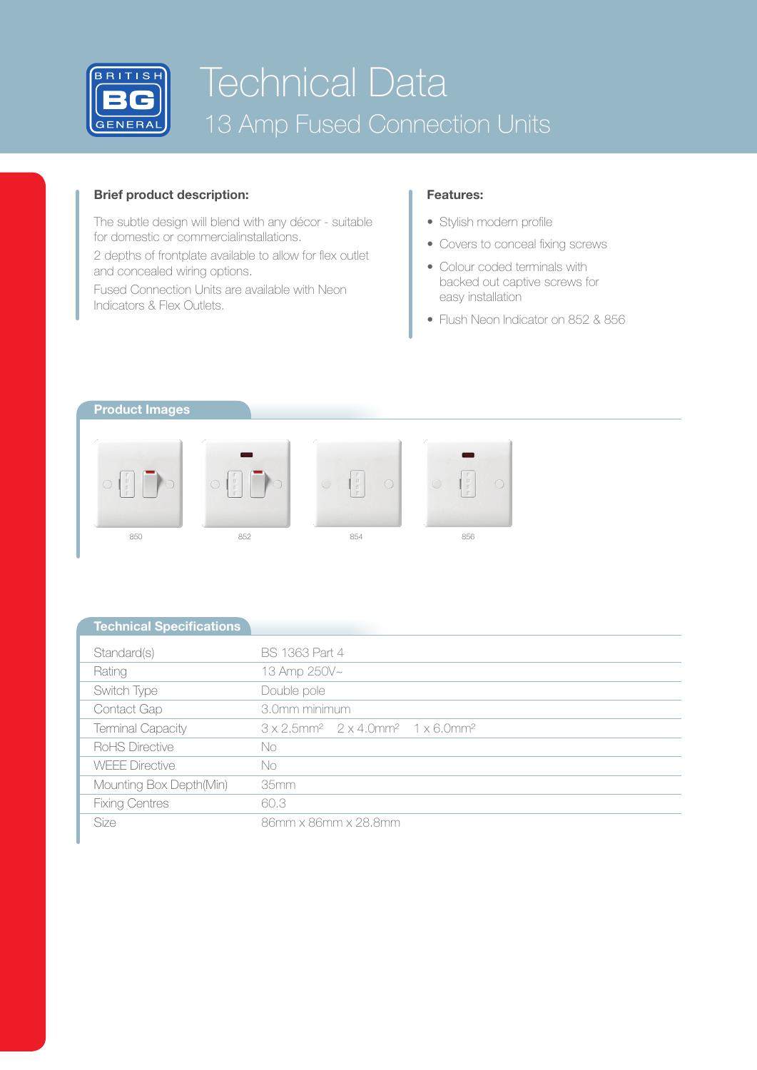# Technical Data

## 13 Amp Fused Connection Units

**Brief product description:**

The subtle design will blend with any décor - suitable for domestic or commercialinstallations.

2 depths of frontplate available to allow for flex outlet and concealed wiring options.

Fused Connection Units are available with Neon Indicators & Flex Outlets.

**Features:**

- Stylish modern profile
- Covers to conceal fixing screws
- Colour coded terminals with backed out captive screws for easy installation
- Flush Neon Indicator on 852 & 856

## Product Images

850

852

854

856

## Technical Specifications

| | |
|---|---|
| Standard(s) | BS 1363 Part 4 |
| Rating | 13 Amp 250V~ |
| Switch Type | Double pole |
| Contact Gap | 3.0mm minimum |
| Terminal Capacity | 3 x 2.5mm² 2 x 4.0mm² 1 x 6.0mm² |
| RoHS Directive | No |
| WEEE Directive | No |
| Mounting Box Depth(Min) | 35mm |
| Fixing Centres | 60.3 |
| Size | 86mm x 86mm x 28.8mm |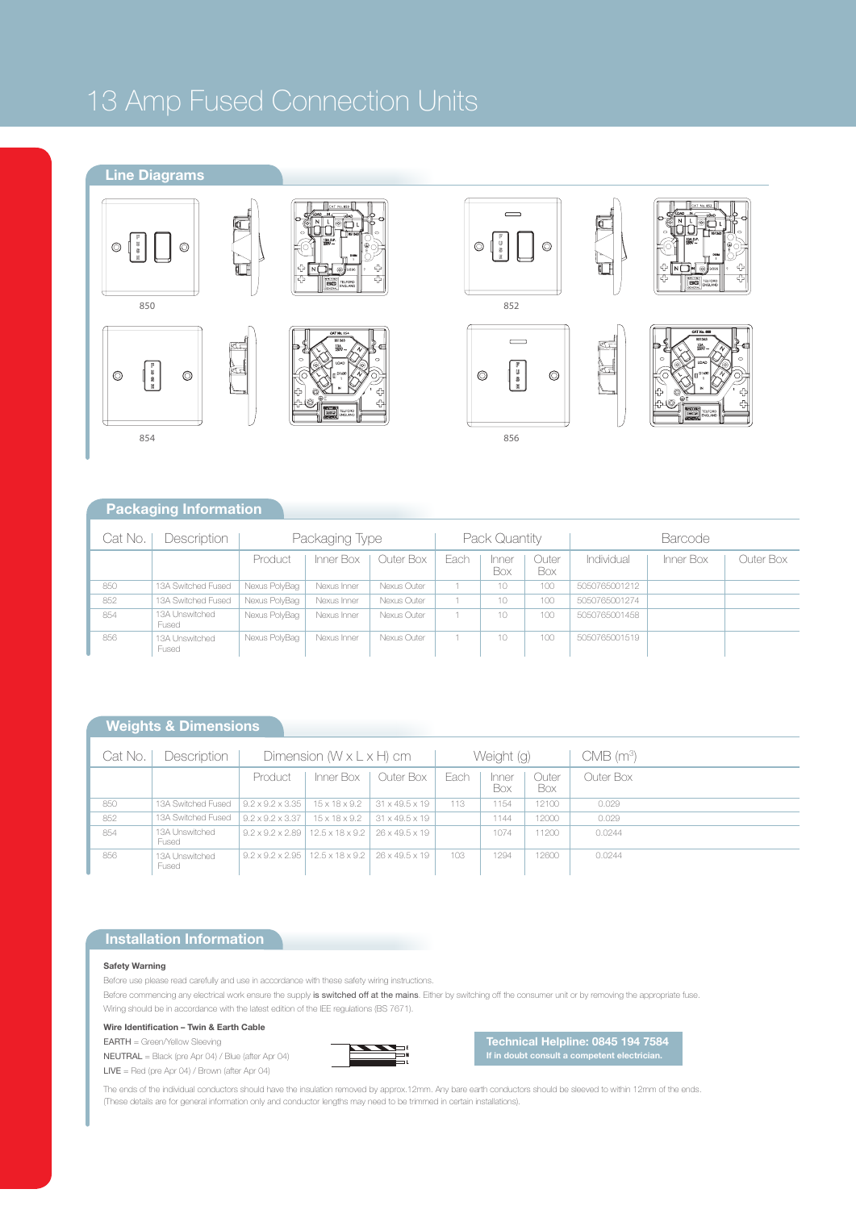# 13 Amp Fused Connection Units

## Line Diagrams

850

852

854

856

## Packaging Information

| Cat No. | Description | Packaging Type | | | Pack Quantity | | | Barcode | | |
|---|---|---|---|---|---|---|---|---|---|---|
| | | Product | Inner Box | Outer Box | Each | Inner Box | Outer Box | Individual | Inner Box | Outer Box |
| 850 | 13A Switched Fused | Nexus PolyBag | Nexus Inner | Nexus Outer | 1 | 10 | 100 | 5050765001212 | | |
| 852 | 13A Switched Fused | Nexus PolyBag | Nexus Inner | Nexus Outer | 1 | 10 | 100 | 5050765001274 | | |
| 854 | 13A Unswitched Fused | Nexus PolyBag | Nexus Inner | Nexus Outer | 1 | 10 | 100 | 5050765001458 | | |
| 856 | 13A Unswitched Fused | Nexus PolyBag | Nexus Inner | Nexus Outer | 1 | 10 | 100 | 5050765001519 | | |

## Weights & Dimensions

| Cat No. | Description | Dimension (W x L x H) cm | | | Weight (g) | | | CMB ($m^3$) |
|---|---|---|---|---|---|---|---|---|
| | | Product | Inner Box | Outer Box | Each | Inner Box | Outer Box | Outer Box |
| 850 | 13A Switched Fused | 9.2 x 9.2 x 3.35 | 15 x 18 x 9.2 | 31 x 49.5 x 19 | 113 | 1154 | 12100 | 0.029 |
| 852 | 13A Switched Fused | 9.2 x 9.2 x 3.37 | 15 x 18 x 9.2 | 31 x 49.5 x 19 | | 1144 | 12000 | 0.029 |
| 854 | 13A Unswitched Fused | 9.2 x 9.2 x 2.89 | 12.5 x 18 x 9.2 | 26 x 49.5 x 19 | | 1074 | 11200 | 0.0244 |
| 856 | 13A Unswitched Fused | 9.2 x 9.2 x 2.95 | 12.5 x 18 x 9.2 | 26 x 49.5 x 19 | 103 | 1294 | 12600 | 0.0244 |

## Installation Information

**Safety Warning**

Before use please read carefully and use in accordance with these safety wiring instructions.

Before commencing any electrical work ensure the supply **is switched off at the mains**. Either by switching off the consumer unit or by removing the appropriate fuse.

Wiring should be in accordance with the latest edition of the IEE regulations (BS 7671).

**Wire Identification – Twin & Earth Cable**

EARTH = Green/Yellow Sleeving

NEUTRAL = Black (pre Apr 04) / Blue (after Apr 04)

LIVE = Red (pre Apr 04) / Brown (after Apr 04)

**Technical Helpline: 0845 194 7584**

**If in doubt consult a competent electrician.**

The ends of the individual conductors should have the insulation removed by approx.12mm. Any bare earth conductors should be sleeved to within 12mm of the ends. (These details are for general information only and conductor lengths may need to be trimmed in certain installations).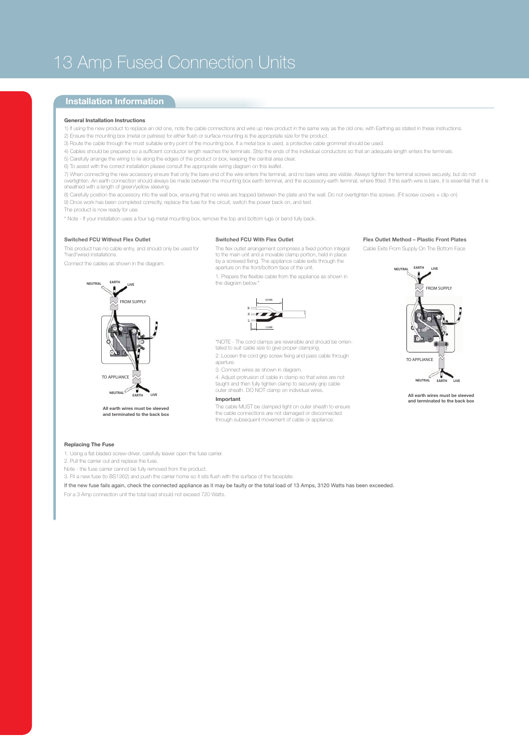# 13 Amp Fused Connection Units

## Installation Information

### General Installation Instructions

1) If using the new product to replace an old one, note the cable connections and wire up new product in the same way as the old one, with Earthing as stated in these instructions.
2) Ensure the mounting box (metal or patress) for either flush or surface mounting is the appropriate size for the product.
3) Route the cable through the most suitable entry point of the mounting box. If a metal box is used, a protective cable grommet should be used.
4) Cables should be prepared so a sufficient conductor length reaches the terminals. Strip the ends of the individual conductors so that an adequate length enters the terminals.
5) Carefully arrange the wiring to lie along the edges of the product or box, keeping the central area clear.
6) To assist with the correct installation please consult the appropriate wiring diagram on this leaflet.
7) When connecting the new accessory ensure that only the bare end of the wire enters the terminal, and no bare wires are visible. Always tighten the terminal screws securely, but do not overtighten. An earth connection should always be made between the mounting box earth terminal, and the accessory earth terminal, where fitted. If this earth wire is bare, it is essential that it is sheathed with a length of green/yellow sleeving.
8) Carefully position the accessory into the wall box, ensuring that no wires are trapped between the plate and the wall. Do not overtighten the screws. (Fit screw covers + clip-on)
9) Once work has been completed correctly, replace the fuse for the circuit, switch the power back on, and test.
The product is now ready for use.

* Note - If your installation uses a four lug metal mounting box, remove the top and bottom lugs or bend fully back.

### Switched FCU Without Flex Outlet

This product has no cable entry, and should only be used for "hard"wired installations.

Connect the cables as shown in the diagram.

NEUTRAL EARTH LIVE
FROM SUPPLY
TO APPLIANCE
NEUTRAL EARTH LIVE

**All earth wires must be sleeved and terminated to the back box**

### Switched FCU With Flex Outlet

The flex outlet arrangement comprises a fixed portion integral to the main unit and a movable clamp portion, held in place by a screwed fixing. The appliance cable exits through the aperture on the front/bottom face of the unit.

1. Prepare the flexible cable from the appliance as shown in the diagram below.*

60MM
N
E
L
12MM

*NOTE - The cord clamps are reversible and should be orientated to suit cable size to give proper clamping.

2. Loosen the cord grip screw fixing and pass cable through aperture.
3. Connect wires as shown in diagram.
4. Adjust protrusion of cable in clamp so that wires are not taught and then fully tighten clamp to securely grip cable outer sheath. DO NOT clamp on individual wires.

**Important**

The cable MUST be clamped tight on outer sheath to ensure the cable connections are not damaged or disconnected through subsequent movement of cable or appliance.

### Flex Outlet Method – Plastic Front Plates

Cable Exits From Supply On The Bottom Face

NEUTRAL EARTH LIVE
FROM SUPPLY
TO APPLIANCE
NEUTRAL EARTH LIVE

**All earth wires must be sleeved and terminated to the back box**

### Replacing The Fuse

1. Using a flat bladed screw-driver, carefully leaver open the fuse carrier.
2. Pull the carrier out and replace the fuse.

Note - the fuse carrier cannot be fully removed from the product.

3. Fit a new fuse (to BS1362) and push the carrier home so it sits flush with the surface of the faceplate.

If the new fuse fails again, check the connected appliance as it may be faulty or the total load of 13 Amps, 3120 Watts has been exceeded.

For a 3 Amp connection unit the total load should not exceed 720 Watts.